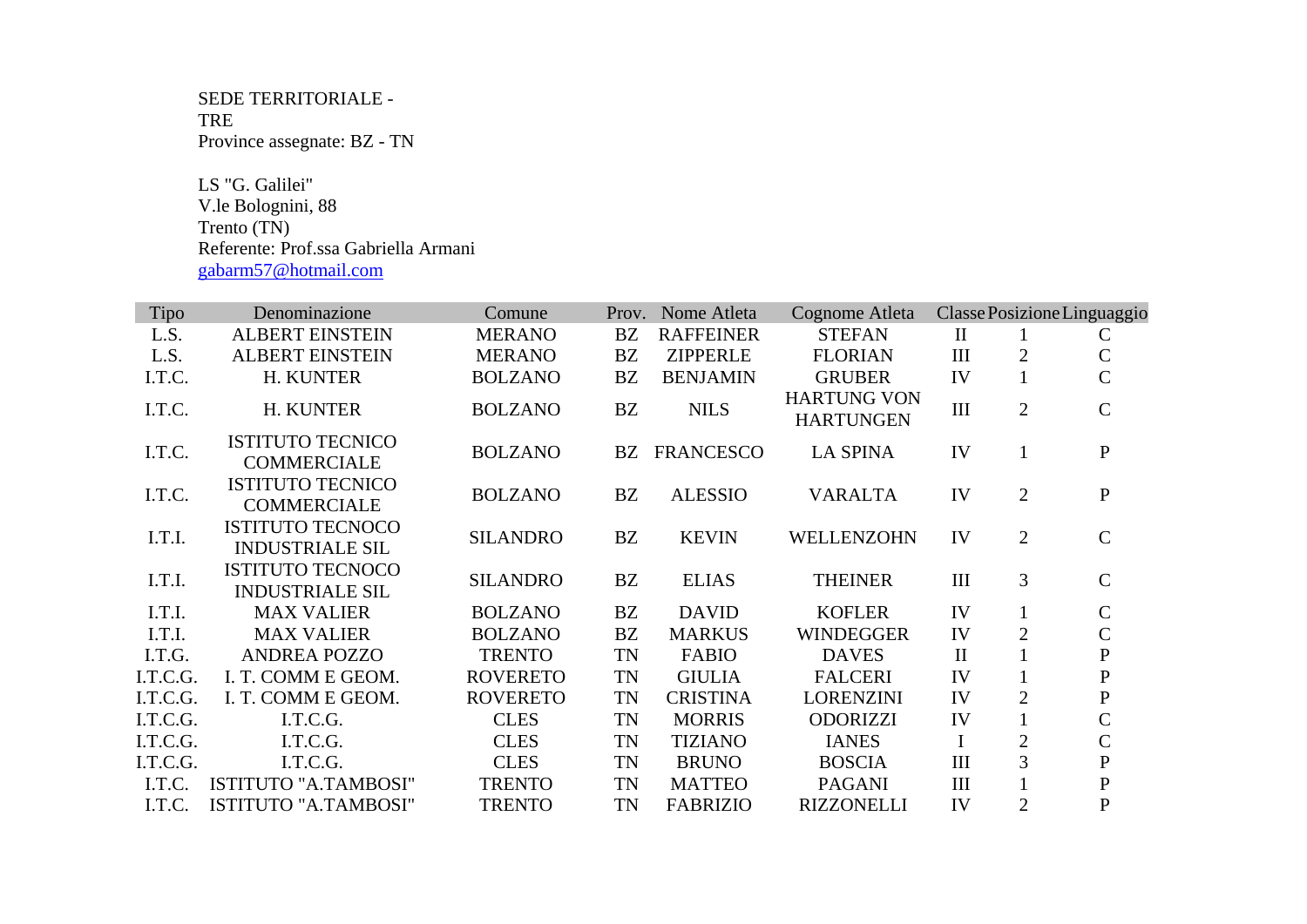SEDE TERRITORIALE -
TRE
Province assegnate: BZ - TN

LS "G. Galilei"
V.le Bolognini, 88
Trento (TN)
Referente: Prof.ssa Gabriella Armani
gabarm57@hotmail.com

| Tipo | Denominazione | Comune | Prov. | Nome Atleta | Cognome Atleta | Classe | Posizione | Linguaggio |
|---|---|---|---|---|---|---|---|---|
| L.S. | ALBERT EINSTEIN | MERANO | BZ | RAFFEINER | STEFAN | II | 1 | C |
| L.S. | ALBERT EINSTEIN | MERANO | BZ | ZIPPERLE | FLORIAN | III | 2 | C |
| I.T.C. | H. KUNTER | BOLZANO | BZ | BENJAMIN | GRUBER | IV | 1 | C |
| I.T.C. | H. KUNTER | BOLZANO | BZ | NILS | HARTUNG VON HARTUNGEN | III | 2 | C |
| I.T.C. | ISTITUTO TECNICO COMMERCIALE | BOLZANO | BZ | FRANCESCO | LA SPINA | IV | 1 | P |
| I.T.C. | ISTITUTO TECNICO COMMERCIALE | BOLZANO | BZ | ALESSIO | VARALTA | IV | 2 | P |
| I.T.I. | ISTITUTO TECNOCO INDUSTRIALE SIL | SILANDRO | BZ | KEVIN | WELLENZOHN | IV | 2 | C |
| I.T.I. | ISTITUTO TECNOCO INDUSTRIALE SIL | SILANDRO | BZ | ELIAS | THEINER | III | 3 | C |
| I.T.I. | MAX VALIER | BOLZANO | BZ | DAVID | KOFLER | IV | 1 | C |
| I.T.I. | MAX VALIER | BOLZANO | BZ | MARKUS | WINDEGGER | IV | 2 | C |
| I.T.G. | ANDREA POZZO | TRENTO | TN | FABIO | DAVES | II | 1 | P |
| I.T.C.G. | I. T. COMM E GEOM. | ROVERETO | TN | GIULIA | FALCERI | IV | 1 | P |
| I.T.C.G. | I. T. COMM E GEOM. | ROVERETO | TN | CRISTINA | LORENZINI | IV | 2 | P |
| I.T.C.G. | I.T.C.G. | CLES | TN | MORRIS | ODORIZZI | IV | 1 | C |
| I.T.C.G. | I.T.C.G. | CLES | TN | TIZIANO | IANES | I | 2 | C |
| I.T.C.G. | I.T.C.G. | CLES | TN | BRUNO | BOSCIA | III | 3 | P |
| I.T.C. | ISTITUTO "A.TAMBOSI" | TRENTO | TN | MATTEO | PAGANI | III | 1 | P |
| I.T.C. | ISTITUTO "A.TAMBOSI" | TRENTO | TN | FABRIZIO | RIZZONELLI | IV | 2 | P |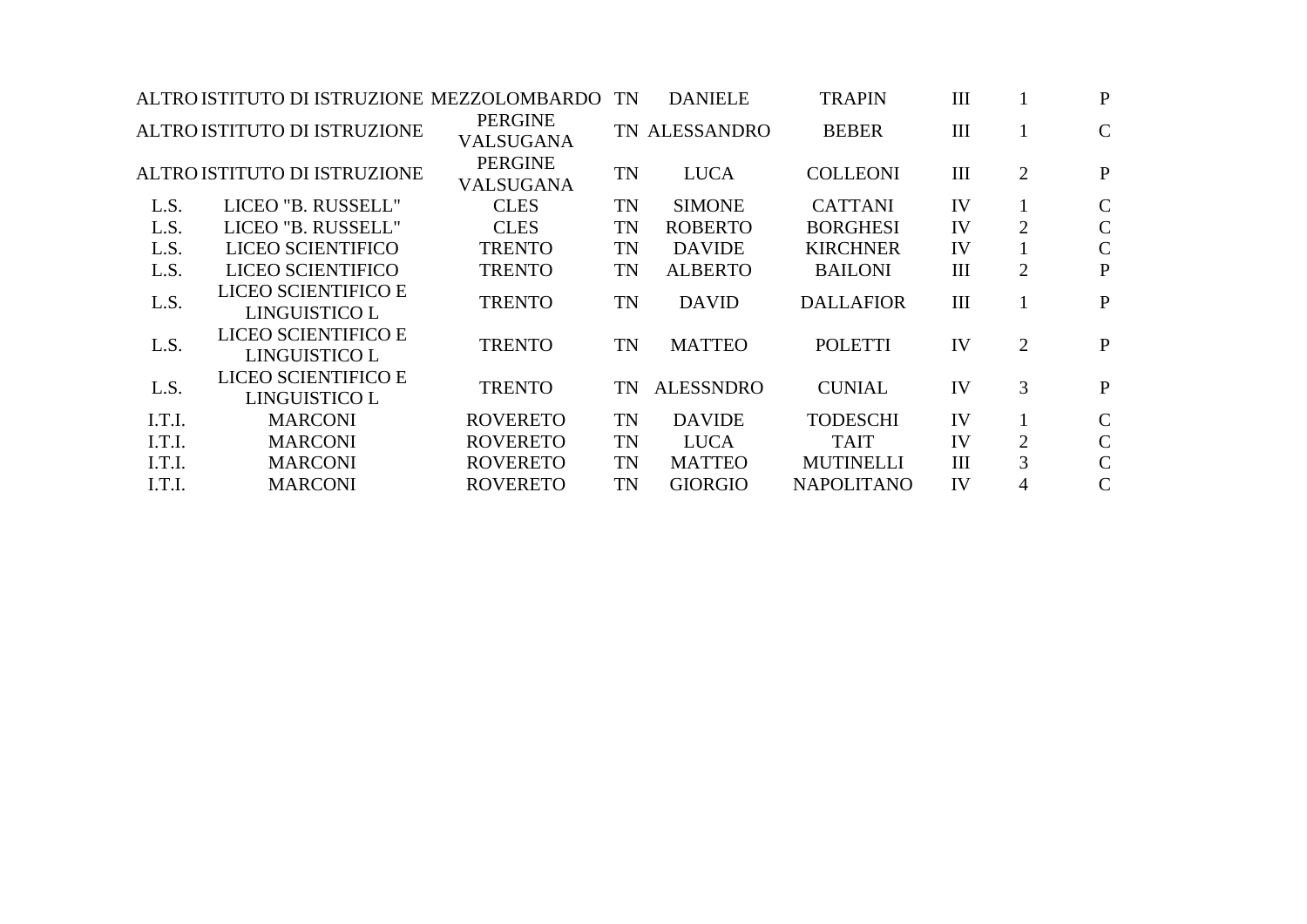| | | | | | | | | |
|---|---|---|---|---|---|---|---|---|
| ALTRO | ISTITUTO DI ISTRUZIONE | MEZZOLOMBARDO | TN | DANIELE | TRAPIN | III | 1 | P |
| ALTRO | ISTITUTO DI ISTRUZIONE | PERGINE VALSUGANA | TN | ALESSANDRO | BEBER | III | 1 | C |
| ALTRO | ISTITUTO DI ISTRUZIONE | PERGINE VALSUGANA | TN | LUCA | COLLEONI | III | 2 | P |
| L.S. | LICEO "B. RUSSELL" | CLES | TN | SIMONE | CATTANI | IV | 1 | C |
| L.S. | LICEO "B. RUSSELL" | CLES | TN | ROBERTO | BORGHESI | IV | 2 | C |
| L.S. | LICEO SCIENTIFICO | TRENTO | TN | DAVIDE | KIRCHNER | IV | 1 | C |
| L.S. | LICEO SCIENTIFICO | TRENTO | TN | ALBERTO | BAILONI | III | 2 | P |
| L.S. | LICEO SCIENTIFICO E LINGUISTICO L | TRENTO | TN | DAVID | DALLAFIOR | III | 1 | P |
| L.S. | LICEO SCIENTIFICO E LINGUISTICO L | TRENTO | TN | MATTEO | POLETTI | IV | 2 | P |
| L.S. | LICEO SCIENTIFICO E LINGUISTICO L | TRENTO | TN | ALESSNDRO | CUNIAL | IV | 3 | P |
| I.T.I. | MARCONI | ROVERETO | TN | DAVIDE | TODESCHI | IV | 1 | C |
| I.T.I. | MARCONI | ROVERETO | TN | LUCA | TAIT | IV | 2 | C |
| I.T.I. | MARCONI | ROVERETO | TN | MATTEO | MUTINELLI | III | 3 | C |
| I.T.I. | MARCONI | ROVERETO | TN | GIORGIO | NAPOLITANO | IV | 4 | C |